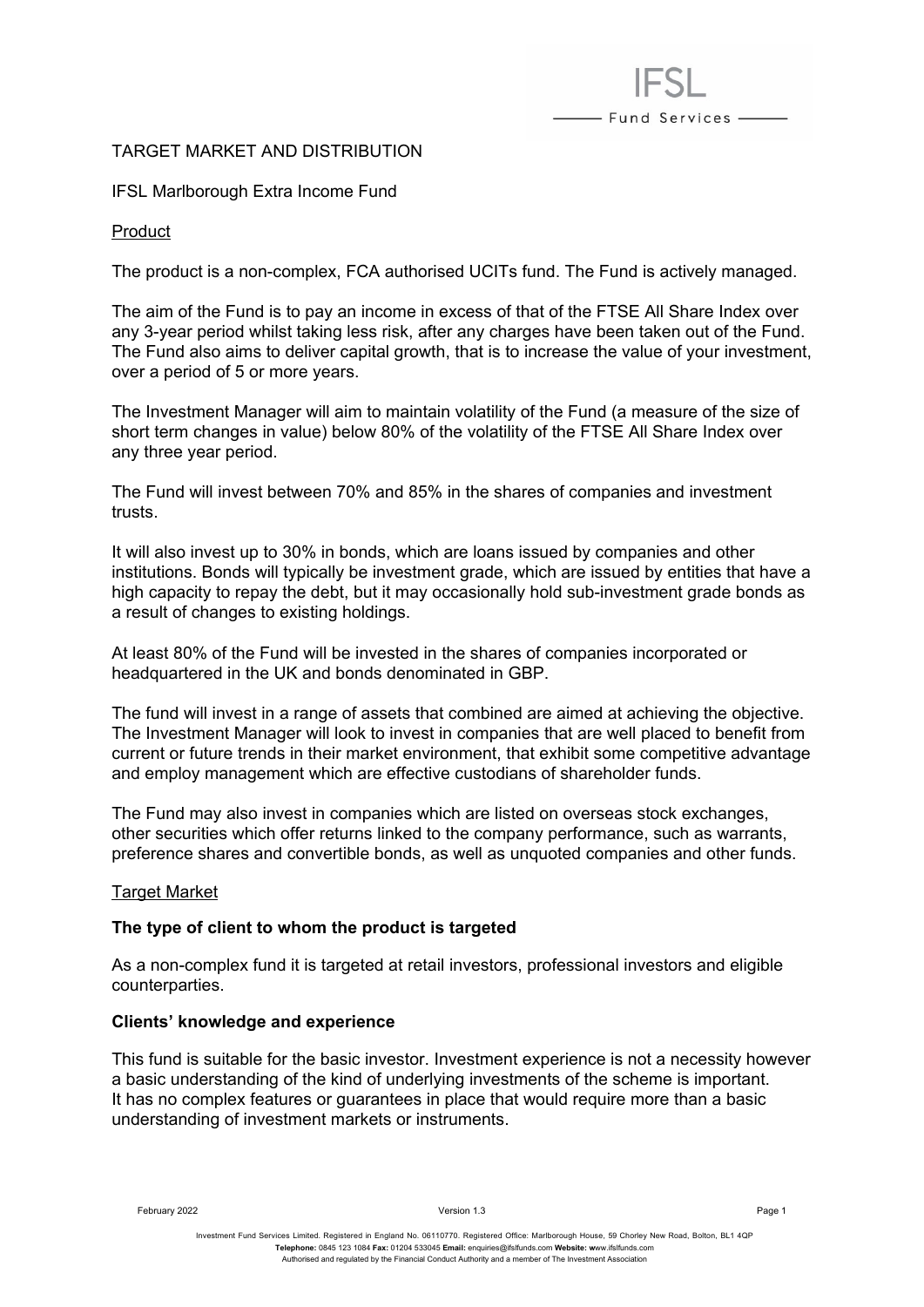# TARGET MARKET AND DISTRIBUTION

## IFSL Marlborough Extra Income Fund

### Product

The product is a non-complex, FCA authorised UCITs fund. The Fund is actively managed.

The aim of the Fund is to pay an income in excess of that of the FTSE All Share Index over any 3-year period whilst taking less risk, after any charges have been taken out of the Fund. The Fund also aims to deliver capital growth, that is to increase the value of your investment, over a period of 5 or more years.

The Investment Manager will aim to maintain volatility of the Fund (a measure of the size of short term changes in value) below 80% of the volatility of the FTSE All Share Index over any three year period.

The Fund will invest between 70% and 85% in the shares of companies and investment trusts.

It will also invest up to 30% in bonds, which are loans issued by companies and other institutions. Bonds will typically be investment grade, which are issued by entities that have a high capacity to repay the debt, but it may occasionally hold sub-investment grade bonds as a result of changes to existing holdings.

At least 80% of the Fund will be invested in the shares of companies incorporated or headquartered in the UK and bonds denominated in GBP.

The fund will invest in a range of assets that combined are aimed at achieving the objective. The Investment Manager will look to invest in companies that are well placed to benefit from current or future trends in their market environment, that exhibit some competitive advantage and employ management which are effective custodians of shareholder funds.

The Fund may also invest in companies which are listed on overseas stock exchanges, other securities which offer returns linked to the company performance, such as warrants, preference shares and convertible bonds, as well as unquoted companies and other funds.

### Target Market

**The type of client to whom the product is targeted**

As a non-complex fund it is targeted at retail investors, professional investors and eligible counterparties.

**Clients' knowledge and experience**

This fund is suitable for the basic investor. Investment experience is not a necessity however a basic understanding of the kind of underlying investments of the scheme is important. It has no complex features or guarantees in place that would require more than a basic understanding of investment markets or instruments.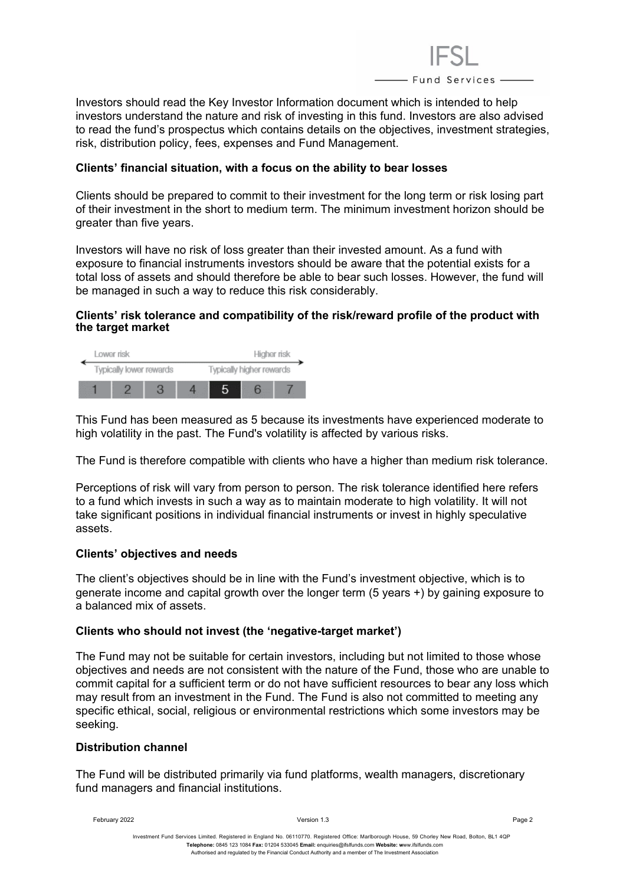Investors should read the Key Investor Information document which is intended to help investors understand the nature and risk of investing in this fund. Investors are also advised to read the fund's prospectus which contains details on the objectives, investment strategies, risk, distribution policy, fees, expenses and Fund Management.

**Clients' financial situation, with a focus on the ability to bear losses**

Clients should be prepared to commit to their investment for the long term or risk losing part of their investment in the short to medium term. The minimum investment horizon should be greater than five years.

Investors will have no risk of loss greater than their invested amount. As a fund with exposure to financial instruments investors should be aware that the potential exists for a total loss of assets and should therefore be able to bear such losses. However, the fund will be managed in such a way to reduce this risk considerably.

**Clients' risk tolerance and compatibility of the risk/reward profile of the product with the target market**

Lower risk
Higher risk
Typically lower rewards
Typically higher rewards
1 2 3 4 5 6 7

This Fund has been measured as 5 because its investments have experienced moderate to high volatility in the past. The Fund's volatility is affected by various risks.

The Fund is therefore compatible with clients who have a higher than medium risk tolerance.

Perceptions of risk will vary from person to person. The risk tolerance identified here refers to a fund which invests in such a way as to maintain moderate to high volatility. It will not take significant positions in individual financial instruments or invest in highly speculative assets.

**Clients' objectives and needs**

The client's objectives should be in line with the Fund's investment objective, which is to generate income and capital growth over the longer term (5 years +) by gaining exposure to a balanced mix of assets.

**Clients who should not invest (the 'negative-target market')**

The Fund may not be suitable for certain investors, including but not limited to those whose objectives and needs are not consistent with the nature of the Fund, those who are unable to commit capital for a sufficient term or do not have sufficient resources to bear any loss which may result from an investment in the Fund. The Fund is also not committed to meeting any specific ethical, social, religious or environmental restrictions which some investors may be seeking.

**Distribution channel**

The Fund will be distributed primarily via fund platforms, wealth managers, discretionary fund managers and financial institutions.